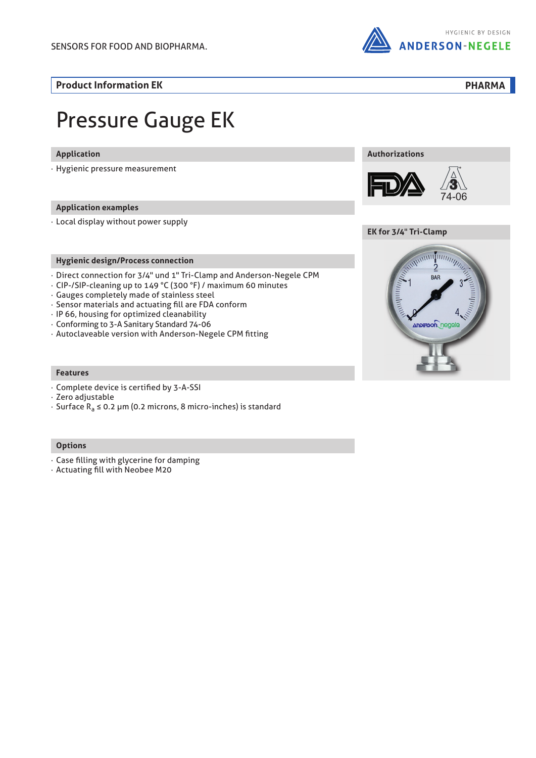SENSORS FOR FOOD AND BIOPHARMA.

HYGIENIC BY DESIGN
ANDERSON-NEGELE

**Product Information EK** **PHARMA**

# Pressure Gauge EK

## Application

- Hygienic pressure measurement

## Application examples

- Local display without power supply

## Hygienic design/Process connection

- Direct connection for 3/4" und 1" Tri-Clamp and Anderson-Negele CPM
- CIP-/SIP-cleaning up to 149 °C (300 °F) / maximum 60 minutes
- Gauges completely made of stainless steel
- Sensor materials and actuating fill are FDA conform
- IP 66, housing for optimized cleanability
- Conforming to 3-A Sanitary Standard 74-06
- Autoclaveable version with Anderson-Negele CPM fitting

## Features

- Complete device is certified by 3-A-SSI
- Zero adjustable
- Surface $R_a \leq 0.2$ µm (0.2 microns, 8 micro-inches) is standard

## Options

- Case filling with glycerine for damping
- Actuating fill with Neobee M20

## Authorizations

FDA
3-A 74-06

## EK for 3/4" Tri-Clamp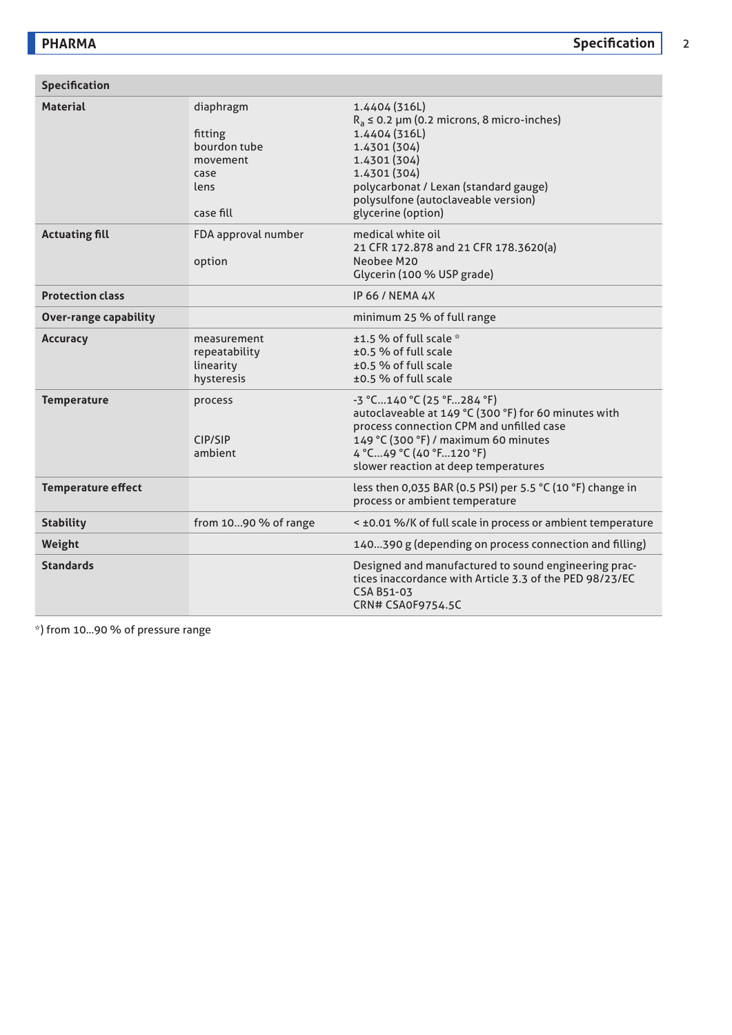| Specification | | |
|---|---|---|
| **Material** | diaphragm | 1.4404 (316L)<br>$R_a$ ≤ 0.2 µm (0.2 microns, 8 micro-inches) |
| | fitting | 1.4404 (316L) |
| | bourdon tube | 1.4301 (304) |
| | movement | 1.4301 (304) |
| | case | 1.4301 (304) |
| | lens | polycarbonat / Lexan (standard gauge)<br>polysulfone (autoclaveable version) |
| | case fill | glycerine (option) |
| **Actuating fill** | FDA approval number | medical white oil<br>21 CFR 172.878 and 21 CFR 178.3620(a) |
| | option | Neobee M20<br>Glycerin (100 % USP grade) |
| **Protection class** | | IP 66 / NEMA 4X |
| **Over-range capability** | | minimum 25 % of full range |
| **Accuracy** | measurement | ±1.5 % of full scale * |
| | repeatability | ±0.5 % of full scale |
| | linearity | ±0.5 % of full scale |
| | hysteresis | ±0.5 % of full scale |
| **Temperature** | process | -3 °C…140 °C (25 °F…284 °F)<br>autoclaveable at 149 °C (300 °F) for 60 minutes with process connection CPM and unfilled case |
| | CIP/SIP | 149 °C (300 °F) / maximum 60 minutes |
| | ambient | 4 °C…49 °C (40 °F…120 °F)<br>slower reaction at deep temperatures |
| **Temperature effect** | | less then 0,035 BAR (0.5 PSI) per 5.5 °C (10 °F) change in process or ambient temperature |
| **Stability** | from 10…90 % of range | < ±0.01 %/K of full scale in process or ambient temperature |
| **Weight** | | 140…390 g (depending on process connection and filling) |
| **Standards** | | Designed and manufactured to sound engineering practices inaccordance with Article 3.3 of the PED 98/23/EC<br>CSA B51-03<br>CRN# CSA0F9754.5C |

*) from 10…90 % of pressure range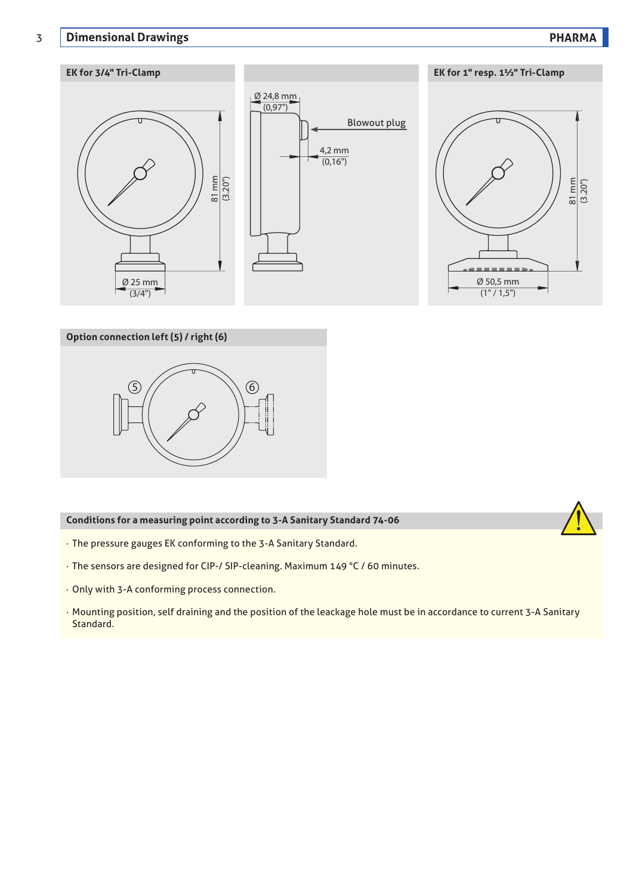## Dimensional Drawings

### EK for 3/4" Tri-Clamp

81 mm (3.20")

Ø 25 mm (3/4")

Ø 24,8 mm (0,97")

Blowout plug

4,2 mm (0,16")

### EK for 1" resp. 1½" Tri-Clamp

81 mm (3.20")

Ø 50,5 mm (1" / 1,5")

### Option connection left (5) / right (6)

### Conditions for a measuring point according to 3-A Sanitary Standard 74-06

- The pressure gauges EK conforming to the 3-A Sanitary Standard.
- The sensors are designed for CIP-/ SIP-cleaning. Maximum 149 °C / 60 minutes.
- Only with 3-A conforming process connection.
- Mounting position, self draining and the position of the leackage hole must be in accordance to current 3-A Sanitary Standard.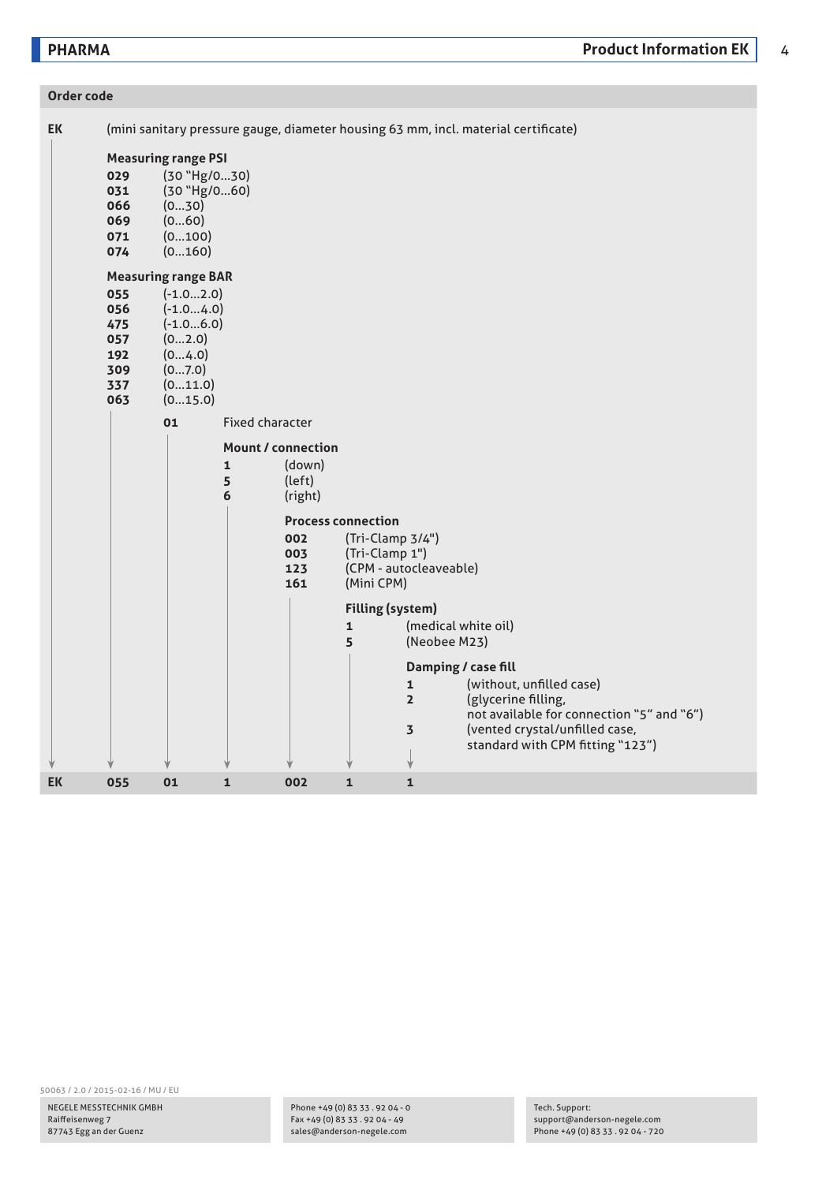## Order code

**EK** (mini sanitary pressure gauge, diameter housing 63 mm, incl. material certificate)

**Measuring range PSI**

| | |
|---|---|
| **029** | (30 "Hg/0...30) |
| **031** | (30 "Hg/0...60) |
| **066** | (0...30) |
| **069** | (0...60) |
| **071** | (0...100) |
| **074** | (0...160) |

**Measuring range BAR**

| | |
|---|---|
| **055** | (-1.0...2.0) |
| **056** | (-1.0...4.0) |
| **475** | (-1.0...6.0) |
| **057** | (0...2.0) |
| **192** | (0...4.0) |
| **309** | (0...7.0) |
| **337** | (0...11.0) |
| **063** | (0...15.0) |

**01** Fixed character

**Mount / connection**

| | |
|---|---|
| **1** | (down) |
| **5** | (left) |
| **6** | (right) |

**Process connection**

| | |
|---|---|
| **002** | (Tri-Clamp 3/4") |
| **003** | (Tri-Clamp 1") |
| **123** | (CPM - autocleaveable) |
| **161** | (Mini CPM) |

**Filling (system)**

| | |
|---|---|
| **1** | (medical white oil) |
| **5** | (Neobee M23) |

**Damping / case fill**

| | |
|---|---|
| **1** | (without, unfilled case) |
| **2** | (glycerine filling, not available for connection "5" and "6") |
| **3** | (vented crystal/unfilled case, standard with CPM fitting "123") |

**EK 055 01 1 002 1 1**

50063 / 2.0 / 2015-02-16 / MU / EU

NEGELE MESSTECHNIK GMBH
Raiffeisenweg 7
87743 Egg an der Guenz

Phone +49 (0) 83 33 . 92 04 - 0
Fax +49 (0) 83 33 . 92 04 - 49
sales@anderson-negele.com

Tech. Support:
support@anderson-negele.com
Phone +49 (0) 83 33 . 92 04 - 720